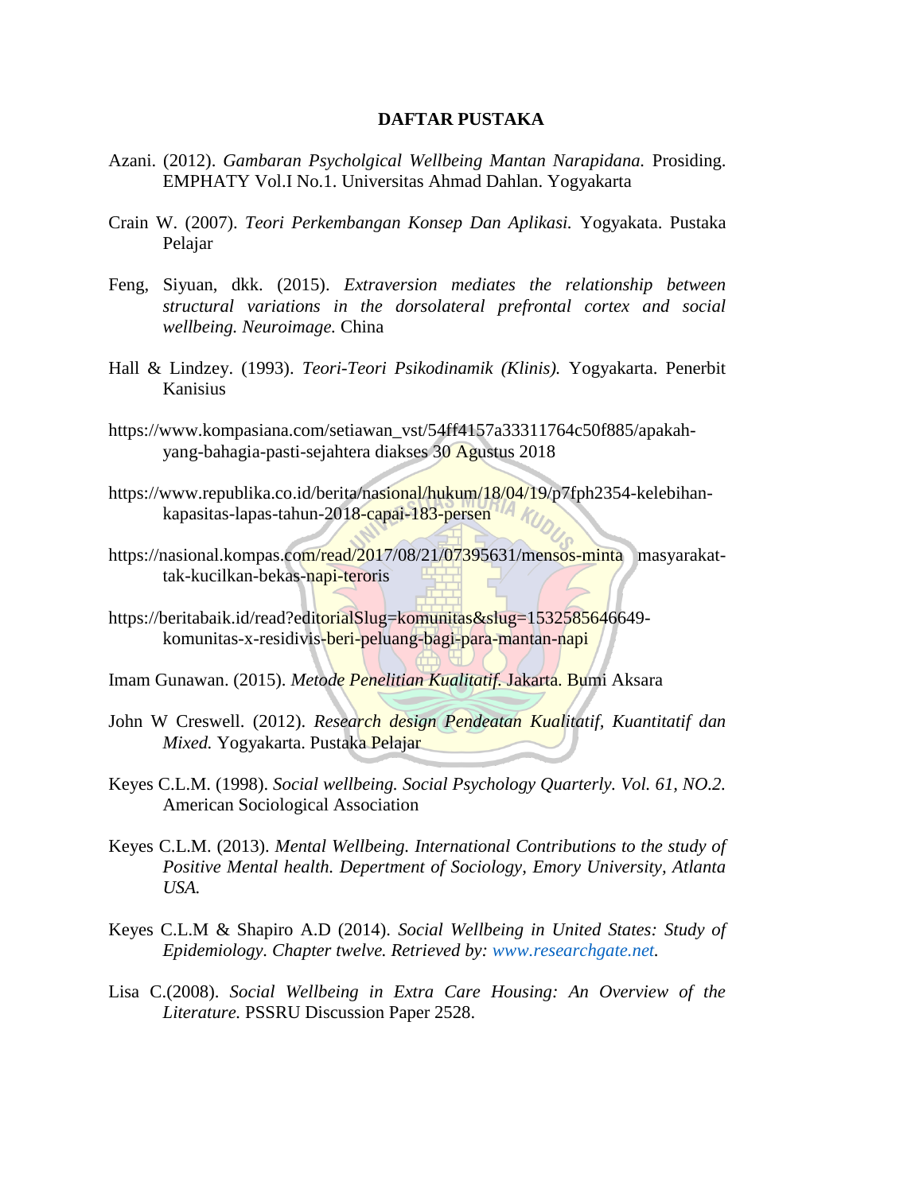# DAFTAR PUSTAKA

Azani. (2012). *Gambaran Psycholgical Wellbeing Mantan Narapidana.* Prosiding. EMPHATY Vol.I No.1. Universitas Ahmad Dahlan. Yogyakarta

Crain W. (2007). *Teori Perkembangan Konsep Dan Aplikasi.* Yogyakata. Pustaka Pelajar

Feng, Siyuan, dkk. (2015). *Extraversion mediates the relationship between structural variations in the dorsolateral prefrontal cortex and social wellbeing. Neuroimage.* China

Hall & Lindzey. (1993). *Teori-Teori Psikodinamik (Klinis).* Yogyakarta. Penerbit Kanisius

https://www.kompasiana.com/setiawan_vst/54ff4157a33311764c50f885/apakah-yang-bahagia-pasti-sejahtera diakses 30 Agustus 2018

https://www.republika.co.id/berita/nasional/hukum/18/04/19/p7fph2354-kelebihan-kapasitas-lapas-tahun-2018-capai-183-persen

https://nasional.kompas.com/read/2017/08/21/07395631/mensos-minta masyarakat-tak-kucilkan-bekas-napi-teroris

https://beritabaik.id/read?editorialSlug=komunitas&slug=1532585646649-komunitas-x-residivis-beri-peluang-bagi-para-mantan-napi

Imam Gunawan. (2015). *Metode Penelitian Kualitatif.* Jakarta. Bumi Aksara

John W Creswell. (2012). *Research design Pendeatan Kualitatif, Kuantitatif dan Mixed.* Yogyakarta. Pustaka Pelajar

Keyes C.L.M. (1998). *Social wellbeing. Social Psychology Quarterly. Vol. 61, NO.2.* American Sociological Association

Keyes C.L.M. (2013). *Mental Wellbeing. International Contributions to the study of Positive Mental health. Depertment of Sociology, Emory University, Atlanta USA.*

Keyes C.L.M & Shapiro A.D (2014). *Social Wellbeing in United States: Study of Epidemiology. Chapter twelve. Retrieved by: www.researchgate.net.*

Lisa C.(2008). *Social Wellbeing in Extra Care Housing: An Overview of the Literature.* PSSRU Discussion Paper 2528.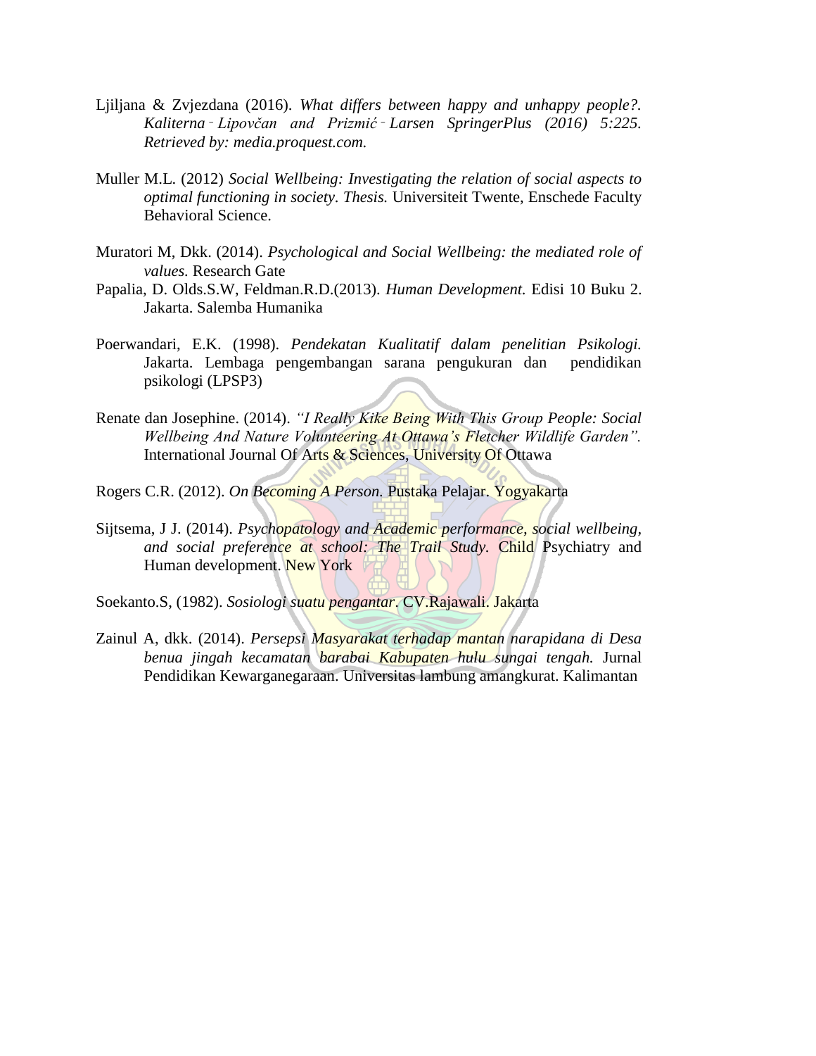Ljiljana & Zvjezdana (2016). *What differs between happy and unhappy people?. Kaliterna‑Lipovčan and Prizmić‑Larsen SpringerPlus (2016) 5:225. Retrieved by: media.proquest.com.*

Muller M.L. (2012) *Social Wellbeing: Investigating the relation of social aspects to optimal functioning in society. Thesis.* Universiteit Twente, Enschede Faculty Behavioral Science.

Muratori M, Dkk. (2014). *Psychological and Social Wellbeing: the mediated role of values.* Research Gate

Papalia, D. Olds.S.W, Feldman.R.D.(2013). *Human Development.* Edisi 10 Buku 2. Jakarta. Salemba Humanika

Poerwandari, E.K. (1998). *Pendekatan Kualitatif dalam penelitian Psikologi.* Jakarta. Lembaga pengembangan sarana pengukuran dan pendidikan psikologi (LPSP3)

Renate dan Josephine. (2014). *"I Really Kike Being With This Group People: Social Wellbeing And Nature Volunteering At Ottawa's Fletcher Wildlife Garden".* International Journal Of Arts & Sciences, University Of Ottawa

Rogers C.R. (2012). *On Becoming A Person.* Pustaka Pelajar. Yogyakarta

Sijtsema, J J. (2014). *Psychopatology and Academic performance, social wellbeing, and social preference at school: The Trail Study.* Child Psychiatry and Human development. New York

Soekanto.S, (1982). *Sosiologi suatu pengantar.* CV.Rajawali. Jakarta

Zainul A, dkk. (2014). *Persepsi Masyarakat terhadap mantan narapidana di Desa benua jingah kecamatan barabai Kabupaten hulu sungai tengah.* Jurnal Pendidikan Kewarganegaraan. Universitas lambung amangkurat. Kalimantan